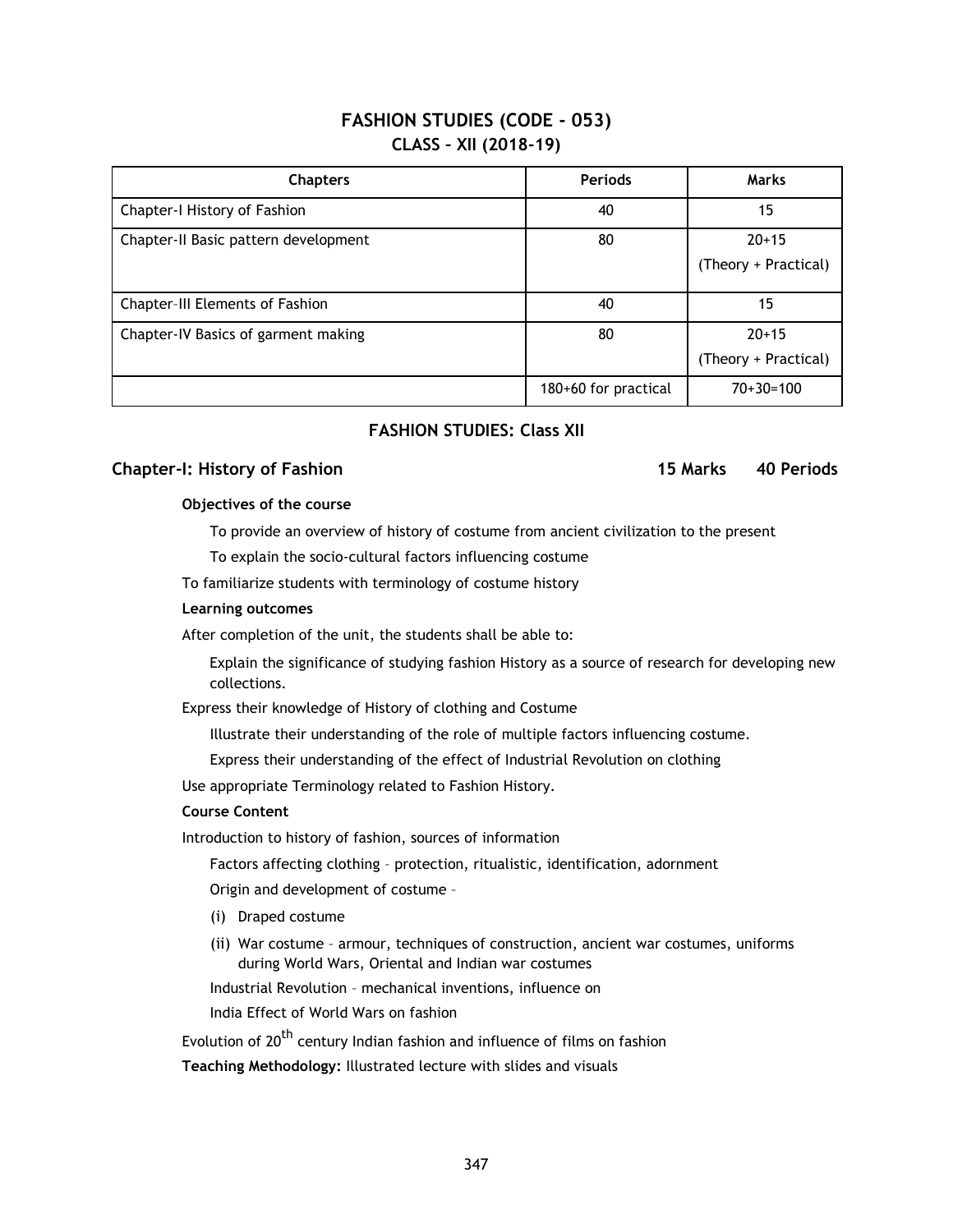# FASHION STUDIES (CODE - 053)
## CLASS – XII (2018-19)

| Chapters | Periods | Marks |
|---|---|---|
| Chapter-I History of Fashion | 40 | 15 |
| Chapter-II Basic pattern development | 80 | 20+15 (Theory + Practical) |
| Chapter–III Elements of Fashion | 40 | 15 |
| Chapter-IV Basics of garment making | 80 | 20+15 (Theory + Practical) |
| | 180+60 for practical | 70+30=100 |

## FASHION STUDIES: Class XII

### Chapter-I: History of Fashion — 15 Marks — 40 Periods

**Objectives of the course**

To provide an overview of history of costume from ancient civilization to the present

To explain the socio-cultural factors influencing costume

To familiarize students with terminology of costume history

**Learning outcomes**

After completion of the unit, the students shall be able to:

Explain the significance of studying fashion History as a source of research for developing new collections.

Express their knowledge of History of clothing and Costume

Illustrate their understanding of the role of multiple factors influencing costume.

Express their understanding of the effect of Industrial Revolution on clothing

Use appropriate Terminology related to Fashion History.

**Course Content**

Introduction to history of fashion, sources of information

Factors affecting clothing – protection, ritualistic, identification, adornment

Origin and development of costume –

(i) Draped costume

(ii) War costume – armour, techniques of construction, ancient war costumes, uniforms during World Wars, Oriental and Indian war costumes

Industrial Revolution – mechanical inventions, influence on

India Effect of World Wars on fashion

Evolution of 20th century Indian fashion and influence of films on fashion

**Teaching Methodology:** Illustrated lecture with slides and visuals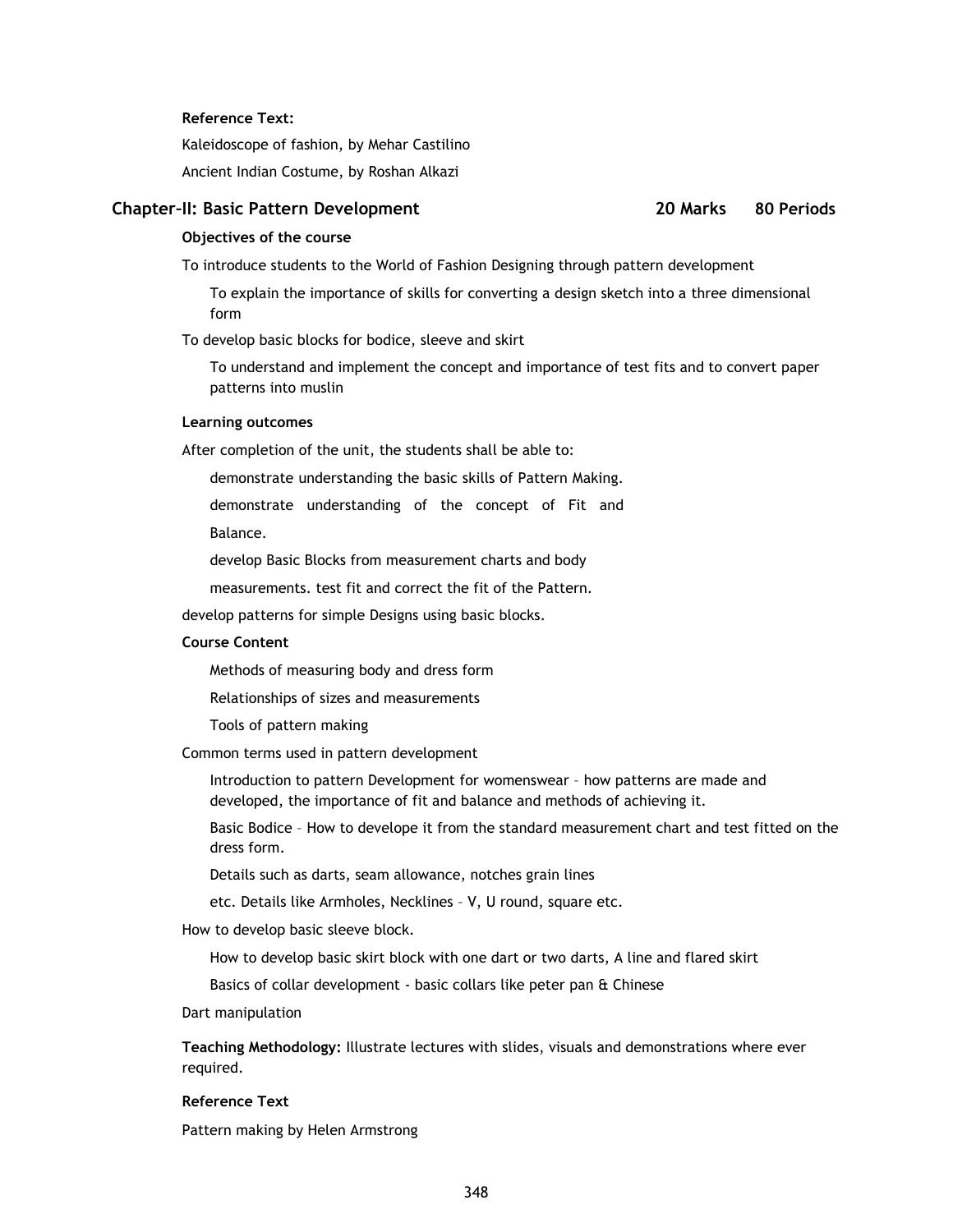**Reference Text:**

Kaleidoscope of fashion, by Mehar Castilino

Ancient Indian Costume, by Roshan Alkazi

## Chapter-II: Basic Pattern Development 20 Marks 80 Periods

**Objectives of the course**

To introduce students to the World of Fashion Designing through pattern development

To explain the importance of skills for converting a design sketch into a three dimensional form

To develop basic blocks for bodice, sleeve and skirt

To understand and implement the concept and importance of test fits and to convert paper patterns into muslin

**Learning outcomes**

After completion of the unit, the students shall be able to:

demonstrate understanding the basic skills of Pattern Making.

demonstrate understanding of the concept of Fit and Balance.

develop Basic Blocks from measurement charts and body measurements. test fit and correct the fit of the Pattern.

develop patterns for simple Designs using basic blocks.

**Course Content**

Methods of measuring body and dress form

Relationships of sizes and measurements

Tools of pattern making

Common terms used in pattern development

Introduction to pattern Development for womenswear – how patterns are made and developed, the importance of fit and balance and methods of achieving it.

Basic Bodice – How to develope it from the standard measurement chart and test fitted on the dress form.

Details such as darts, seam allowance, notches grain lines

etc. Details like Armholes, Necklines – V, U round, square etc.

How to develop basic sleeve block.

How to develop basic skirt block with one dart or two darts, A line and flared skirt

Basics of collar development - basic collars like peter pan & Chinese

Dart manipulation

**Teaching Methodology:** Illustrate lectures with slides, visuals and demonstrations where ever required.

**Reference Text**

Pattern making by Helen Armstrong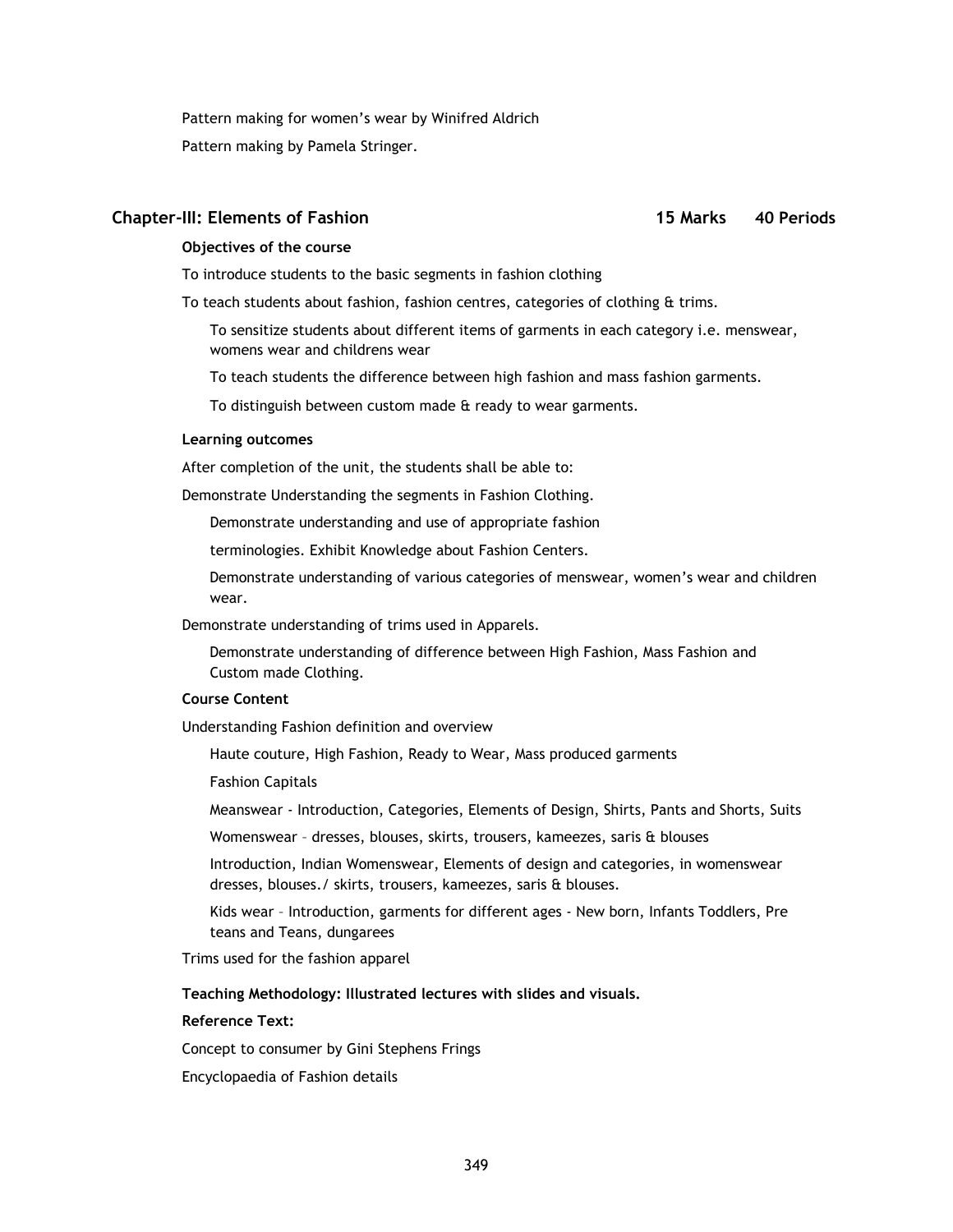Pattern making for women's wear by Winifred Aldrich

Pattern making by Pamela Stringer.

## Chapter-III: Elements of Fashion **15 Marks 40 Periods**

**Objectives of the course**

To introduce students to the basic segments in fashion clothing

To teach students about fashion, fashion centres, categories of clothing & trims.

To sensitize students about different items of garments in each category i.e. menswear, womens wear and childrens wear

To teach students the difference between high fashion and mass fashion garments.

To distinguish between custom made & ready to wear garments.

**Learning outcomes**

After completion of the unit, the students shall be able to:

Demonstrate Understanding the segments in Fashion Clothing.

Demonstrate understanding and use of appropriate fashion

terminologies. Exhibit Knowledge about Fashion Centers.

Demonstrate understanding of various categories of menswear, women's wear and children wear.

Demonstrate understanding of trims used in Apparels.

Demonstrate understanding of difference between High Fashion, Mass Fashion and Custom made Clothing.

**Course Content**

Understanding Fashion definition and overview

Haute couture, High Fashion, Ready to Wear, Mass produced garments

Fashion Capitals

Meanswear - Introduction, Categories, Elements of Design, Shirts, Pants and Shorts, Suits

Womenswear – dresses, blouses, skirts, trousers, kameezes, saris & blouses

Introduction, Indian Womenswear, Elements of design and categories, in womenswear dresses, blouses./ skirts, trousers, kameezes, saris & blouses.

Kids wear – Introduction, garments for different ages - New born, Infants Toddlers, Pre teans and Teans, dungarees

Trims used for the fashion apparel

**Teaching Methodology: Illustrated lectures with slides and visuals.**

**Reference Text:**

Concept to consumer by Gini Stephens Frings

Encyclopaedia of Fashion details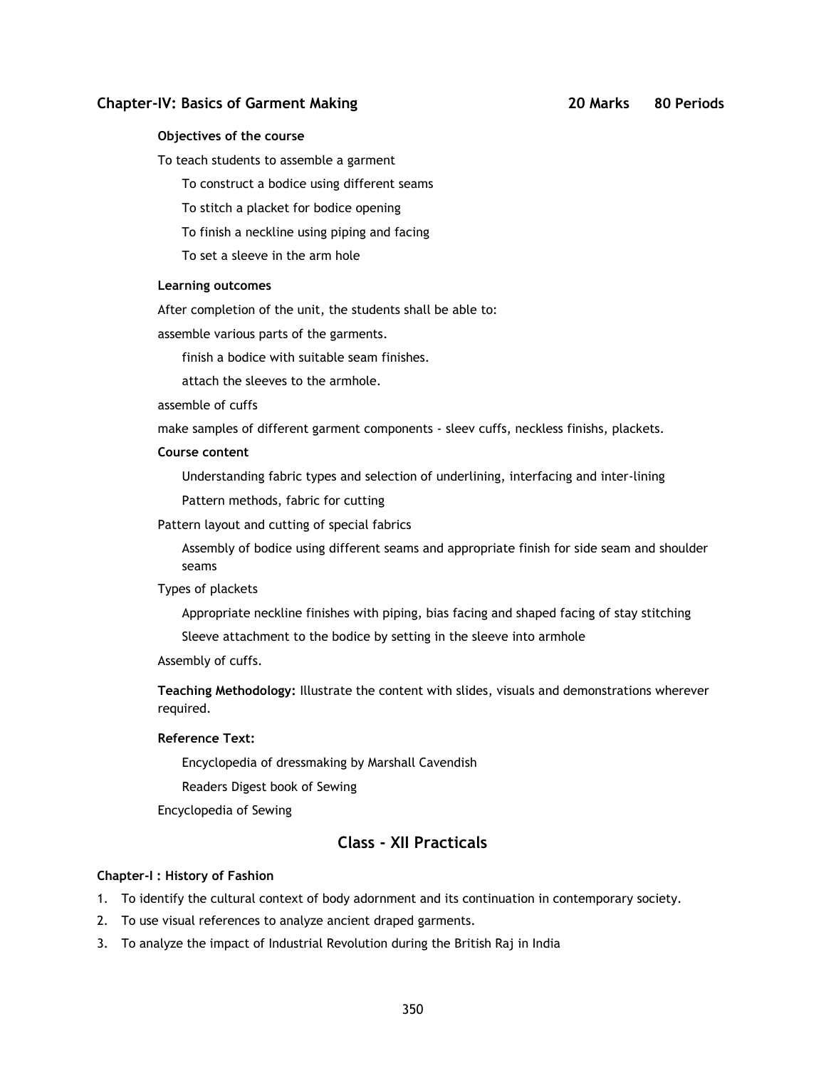## Chapter-IV: Basics of Garment Making 20 Marks 80 Periods

**Objectives of the course**

To teach students to assemble a garment

- To construct a bodice using different seams
- To stitch a placket for bodice opening
- To finish a neckline using piping and facing
- To set a sleeve in the arm hole

**Learning outcomes**

After completion of the unit, the students shall be able to:

assemble various parts of the garments.

- finish a bodice with suitable seam finishes.
- attach the sleeves to the armhole.

assemble of cuffs

make samples of different garment components - sleev cuffs, neckless finishs, plackets.

**Course content**

- Understanding fabric types and selection of underlining, interfacing and inter-lining
- Pattern methods, fabric for cutting

Pattern layout and cutting of special fabrics

- Assembly of bodice using different seams and appropriate finish for side seam and shoulder seams

Types of plackets

- Appropriate neckline finishes with piping, bias facing and shaped facing of stay stitching
- Sleeve attachment to the bodice by setting in the sleeve into armhole

Assembly of cuffs.

**Teaching Methodology:** Illustrate the content with slides, visuals and demonstrations wherever required.

**Reference Text:**

- Encyclopedia of dressmaking by Marshall Cavendish
- Readers Digest book of Sewing

Encyclopedia of Sewing

## Class - XII Practicals

**Chapter-I : History of Fashion**

1. To identify the cultural context of body adornment and its continuation in contemporary society.
2. To use visual references to analyze ancient draped garments.
3. To analyze the impact of Industrial Revolution during the British Raj in India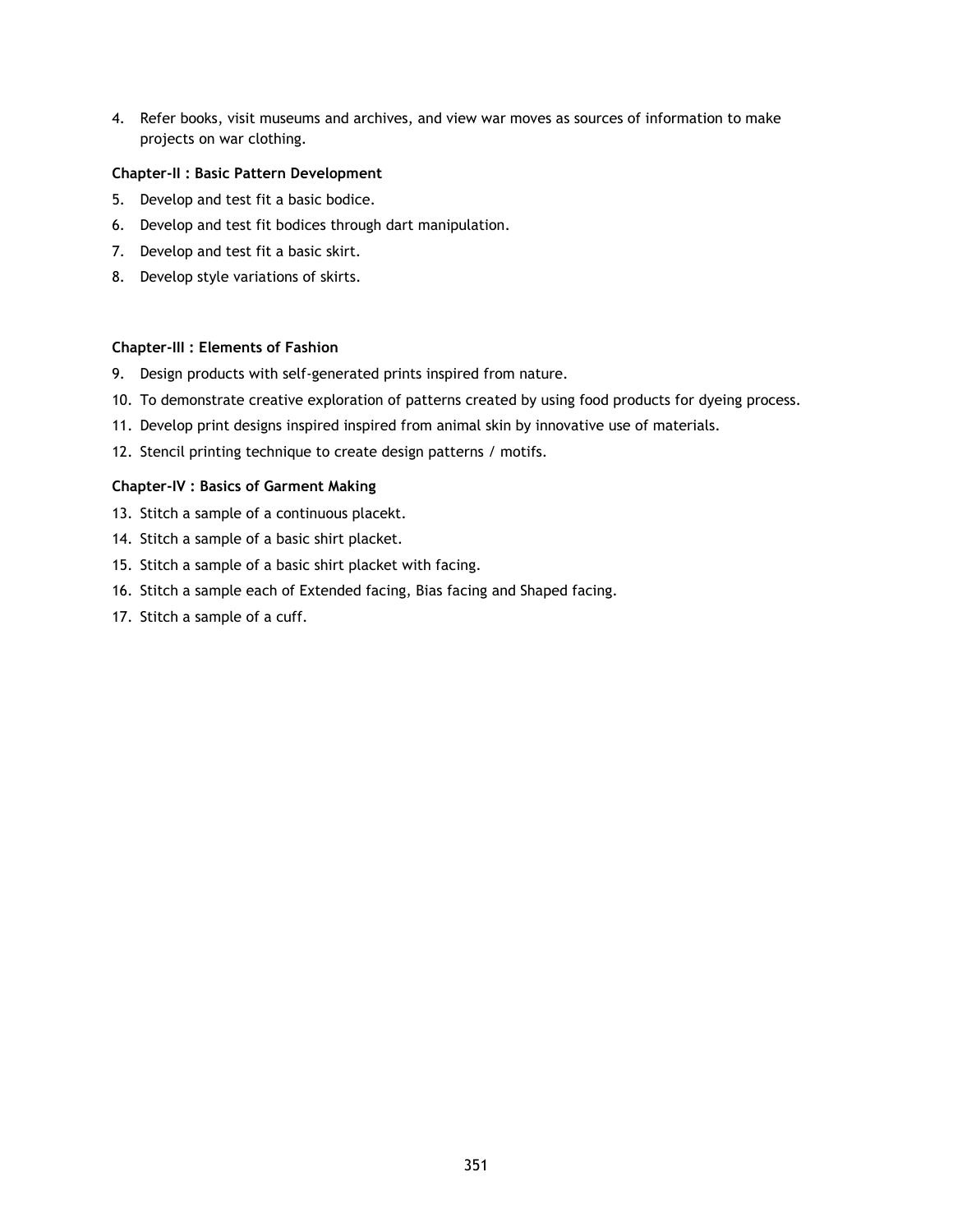4. Refer books, visit museums and archives, and view war moves as sources of information to make projects on war clothing.

**Chapter-II : Basic Pattern Development**

5. Develop and test fit a basic bodice.
6. Develop and test fit bodices through dart manipulation.
7. Develop and test fit a basic skirt.
8. Develop style variations of skirts.

**Chapter-III : Elements of Fashion**

9. Design products with self-generated prints inspired from nature.
10. To demonstrate creative exploration of patterns created by using food products for dyeing process.
11. Develop print designs inspired inspired from animal skin by innovative use of materials.
12. Stencil printing technique to create design patterns / motifs.

**Chapter-IV : Basics of Garment Making**

13. Stitch a sample of a continuous placekt.
14. Stitch a sample of a basic shirt placket.
15. Stitch a sample of a basic shirt placket with facing.
16. Stitch a sample each of Extended facing, Bias facing and Shaped facing.
17. Stitch a sample of a cuff.